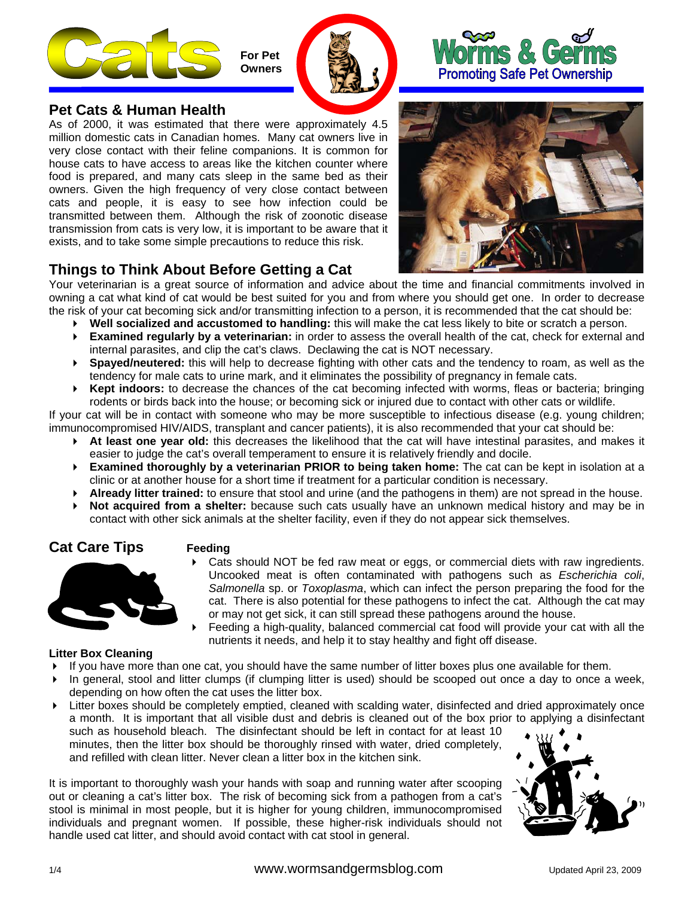# Cats

**For Pet Owners**

## Worms & Germs

Promoting Safe Pet Ownership

## Pet Cats & Human Health

As of 2000, it was estimated that there were approximately 4.5 million domestic cats in Canadian homes. Many cat owners live in very close contact with their feline companions. It is common for house cats to have access to areas like the kitchen counter where food is prepared, and many cats sleep in the same bed as their owners. Given the high frequency of very close contact between cats and people, it is easy to see how infection could be transmitted between them. Although the risk of zoonotic disease transmission from cats is very low, it is important to be aware that it exists, and to take some simple precautions to reduce this risk.

## Things to Think About Before Getting a Cat

Your veterinarian is a great source of information and advice about the time and financial commitments involved in owning a cat what kind of cat would be best suited for you and from where you should get one. In order to decrease the risk of your cat becoming sick and/or transmitting infection to a person, it is recommended that the cat should be:

- **Well socialized and accustomed to handling:** this will make the cat less likely to bite or scratch a person.
- **Examined regularly by a veterinarian:** in order to assess the overall health of the cat, check for external and internal parasites, and clip the cat's claws. Declawing the cat is NOT necessary.
- **Spayed/neutered:** this will help to decrease fighting with other cats and the tendency to roam, as well as the tendency for male cats to urine mark, and it eliminates the possibility of pregnancy in female cats.
- **Kept indoors:** to decrease the chances of the cat becoming infected with worms, fleas or bacteria; bringing rodents or birds back into the house; or becoming sick or injured due to contact with other cats or wildlife.

If your cat will be in contact with someone who may be more susceptible to infectious disease (e.g. young children; immunocompromised HIV/AIDS, transplant and cancer patients), it is also recommended that your cat should be:

- **At least one year old:** this decreases the likelihood that the cat will have intestinal parasites, and makes it easier to judge the cat's overall temperament to ensure it is relatively friendly and docile.
- **Examined thoroughly by a veterinarian PRIOR to being taken home:** The cat can be kept in isolation at a clinic or at another house for a short time if treatment for a particular condition is necessary.
- **Already litter trained:** to ensure that stool and urine (and the pathogens in them) are not spread in the house.
- **Not acquired from a shelter:** because such cats usually have an unknown medical history and may be in contact with other sick animals at the shelter facility, even if they do not appear sick themselves.

## Cat Care Tips

### Feeding

- Cats should NOT be fed raw meat or eggs, or commercial diets with raw ingredients. Uncooked meat is often contaminated with pathogens such as *Escherichia coli*, *Salmonella* sp. or *Toxoplasma*, which can infect the person preparing the food for the cat. There is also potential for these pathogens to infect the cat. Although the cat may or may not get sick, it can still spread these pathogens around the house.
- Feeding a high-quality, balanced commercial cat food will provide your cat with all the nutrients it needs, and help it to stay healthy and fight off disease.

### Litter Box Cleaning

- If you have more than one cat, you should have the same number of litter boxes plus one available for them.
- In general, stool and litter clumps (if clumping litter is used) should be scooped out once a day to once a week, depending on how often the cat uses the litter box.
- Litter boxes should be completely emptied, cleaned with scalding water, disinfected and dried approximately once a month. It is important that all visible dust and debris is cleaned out of the box prior to applying a disinfectant such as household bleach. The disinfectant should be left in contact for at least 10 minutes, then the litter box should be thoroughly rinsed with water, dried completely, and refilled with clean litter. Never clean a litter box in the kitchen sink.

It is important to thoroughly wash your hands with soap and running water after scooping out or cleaning a cat's litter box. The risk of becoming sick from a pathogen from a cat's stool is minimal in most people, but it is higher for young children, immunocompromised individuals and pregnant women. If possible, these higher-risk individuals should not handle used cat litter, and should avoid contact with cat stool in general.

www.wormsandgermsblog.com

Updated April 23, 2009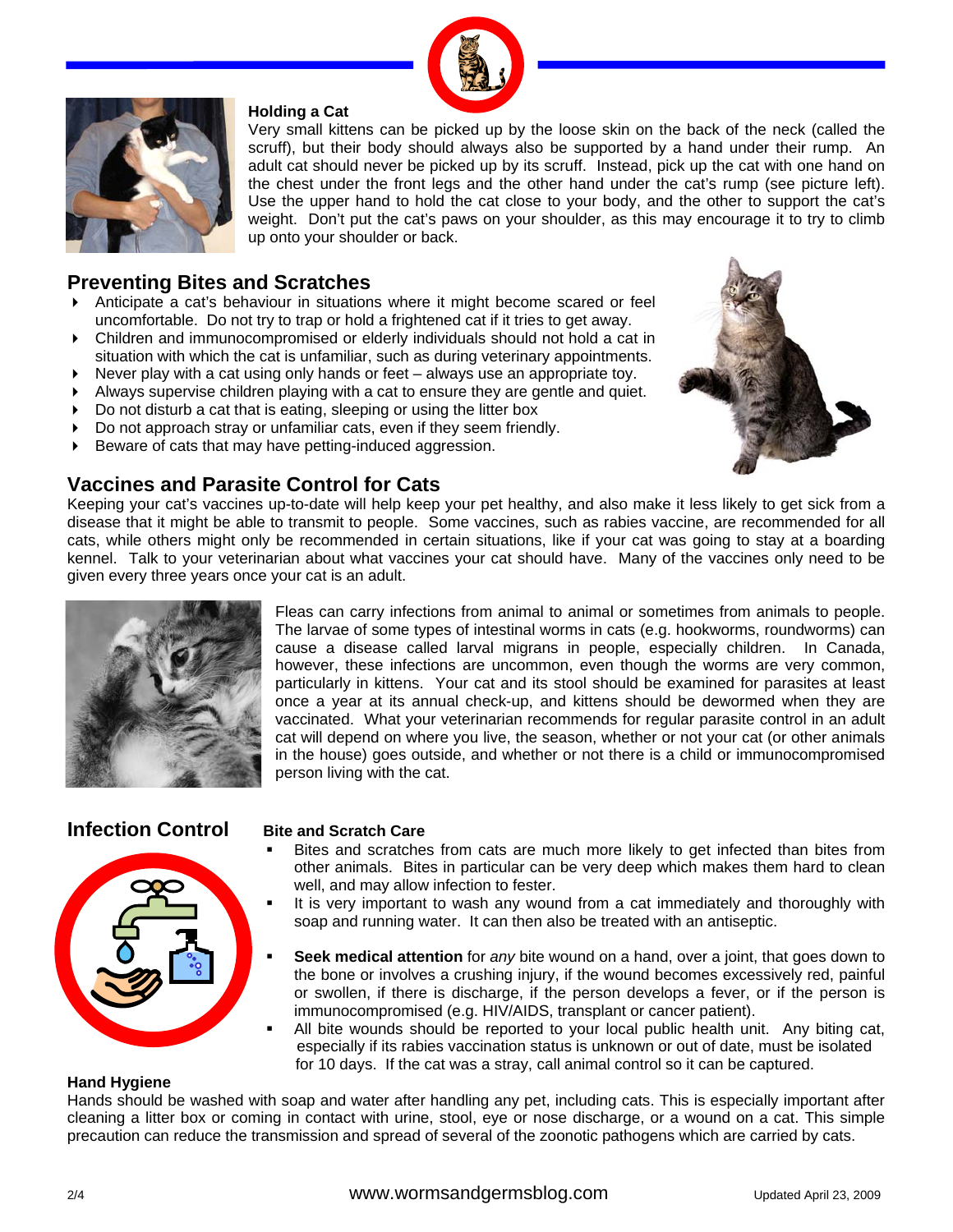### Holding a Cat

Very small kittens can be picked up by the loose skin on the back of the neck (called the scruff), but their body should always also be supported by a hand under their rump. An adult cat should never be picked up by its scruff. Instead, pick up the cat with one hand on the chest under the front legs and the other hand under the cat's rump (see picture left). Use the upper hand to hold the cat close to your body, and the other to support the cat's weight. Don't put the cat's paws on your shoulder, as this may encourage it to try to climb up onto your shoulder or back.

## Preventing Bites and Scratches

- Anticipate a cat's behaviour in situations where it might become scared or feel uncomfortable. Do not try to trap or hold a frightened cat if it tries to get away.
- Children and immunocompromised or elderly individuals should not hold a cat in situation with which the cat is unfamiliar, such as during veterinary appointments.
- Never play with a cat using only hands or feet – always use an appropriate toy.
- Always supervise children playing with a cat to ensure they are gentle and quiet.
- Do not disturb a cat that is eating, sleeping or using the litter box
- Do not approach stray or unfamiliar cats, even if they seem friendly.
- Beware of cats that may have petting-induced aggression.

## Vaccines and Parasite Control for Cats

Keeping your cat's vaccines up-to-date will help keep your pet healthy, and also make it less likely to get sick from a disease that it might be able to transmit to people. Some vaccines, such as rabies vaccine, are recommended for all cats, while others might only be recommended in certain situations, like if your cat was going to stay at a boarding kennel. Talk to your veterinarian about what vaccines your cat should have. Many of the vaccines only need to be given every three years once your cat is an adult.

Fleas can carry infections from animal to animal or sometimes from animals to people. The larvae of some types of intestinal worms in cats (e.g. hookworms, roundworms) can cause a disease called larval migrans in people, especially children. In Canada, however, these infections are uncommon, even though the worms are very common, particularly in kittens. Your cat and its stool should be examined for parasites at least once a year at its annual check-up, and kittens should be dewormed when they are vaccinated. What your veterinarian recommends for regular parasite control in an adult cat will depend on where you live, the season, whether or not your cat (or other animals in the house) goes outside, and whether or not there is a child or immunocompromised person living with the cat.

## Infection Control

### Bite and Scratch Care

- Bites and scratches from cats are much more likely to get infected than bites from other animals. Bites in particular can be very deep which makes them hard to clean well, and may allow infection to fester.
- It is very important to wash any wound from a cat immediately and thoroughly with soap and running water. It can then also be treated with an antiseptic.
- **Seek medical attention** for *any* bite wound on a hand, over a joint, that goes down to the bone or involves a crushing injury, if the wound becomes excessively red, painful or swollen, if there is discharge, if the person develops a fever, or if the person is immunocompromised (e.g. HIV/AIDS, transplant or cancer patient).
- All bite wounds should be reported to your local public health unit. Any biting cat, especially if its rabies vaccination status is unknown or out of date, must be isolated for 10 days. If the cat was a stray, call animal control so it can be captured.

### Hand Hygiene

Hands should be washed with soap and water after handling any pet, including cats. This is especially important after cleaning a litter box or coming in contact with urine, stool, eye or nose discharge, or a wound on a cat. This simple precaution can reduce the transmission and spread of several of the zoonotic pathogens which are carried by cats.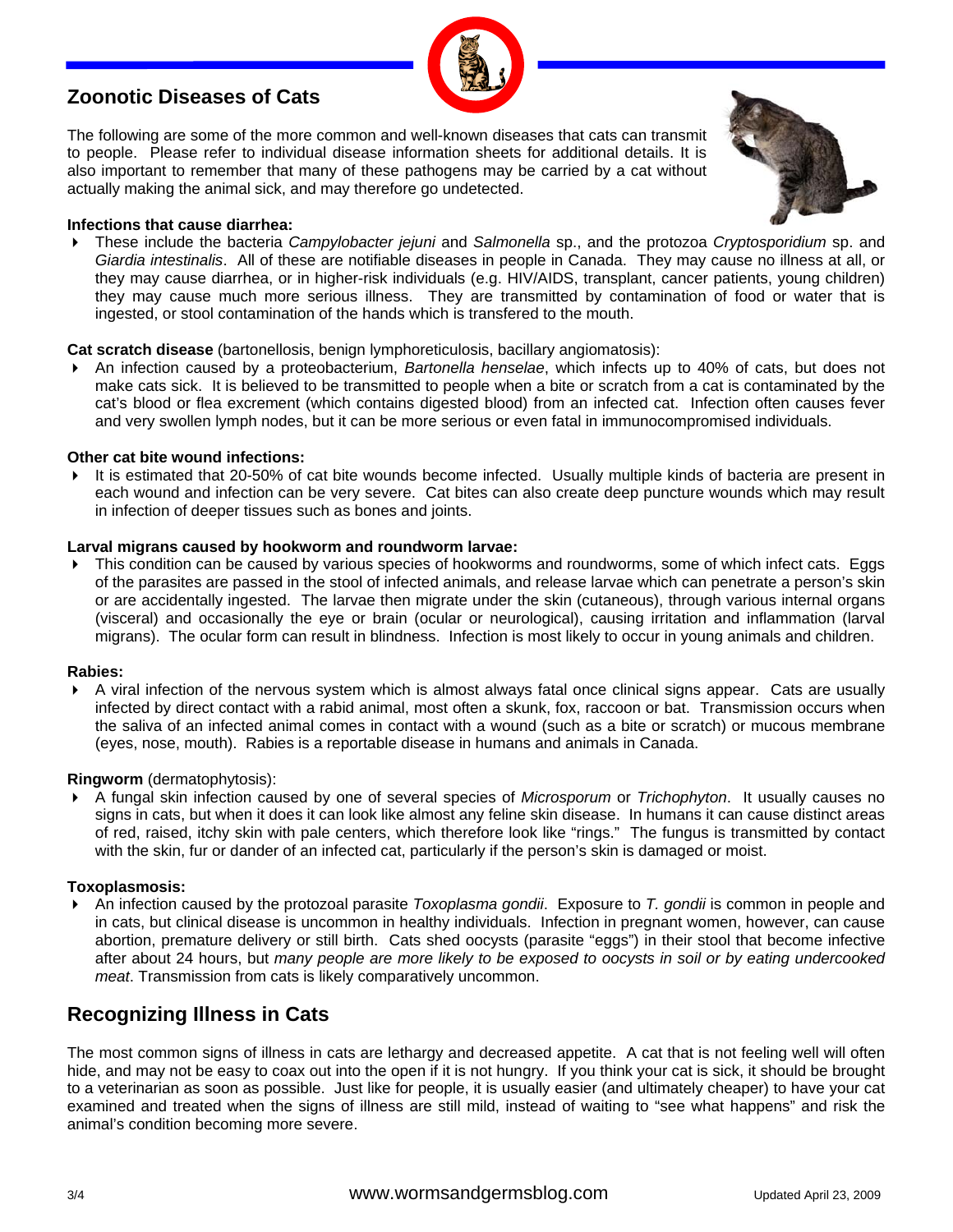## Zoonotic Diseases of Cats

The following are some of the more common and well-known diseases that cats can transmit to people. Please refer to individual disease information sheets for additional details. It is also important to remember that many of these pathogens may be carried by a cat without actually making the animal sick, and may therefore go undetected.

**Infections that cause diarrhea:**

- These include the bacteria *Campylobacter jejuni* and *Salmonella* sp., and the protozoa *Cryptosporidium* sp. and *Giardia intestinalis*. All of these are notifiable diseases in people in Canada. They may cause no illness at all, or they may cause diarrhea, or in higher-risk individuals (e.g. HIV/AIDS, transplant, cancer patients, young children) they may cause much more serious illness. They are transmitted by contamination of food or water that is ingested, or stool contamination of the hands which is transfered to the mouth.

**Cat scratch disease** (bartonellosis, benign lymphoreticulosis, bacillary angiomatosis):

- An infection caused by a proteobacterium, *Bartonella henselae*, which infects up to 40% of cats, but does not make cats sick. It is believed to be transmitted to people when a bite or scratch from a cat is contaminated by the cat's blood or flea excrement (which contains digested blood) from an infected cat. Infection often causes fever and very swollen lymph nodes, but it can be more serious or even fatal in immunocompromised individuals.

**Other cat bite wound infections:**

- It is estimated that 20-50% of cat bite wounds become infected. Usually multiple kinds of bacteria are present in each wound and infection can be very severe. Cat bites can also create deep puncture wounds which may result in infection of deeper tissues such as bones and joints.

**Larval migrans caused by hookworm and roundworm larvae:**

- This condition can be caused by various species of hookworms and roundworms, some of which infect cats. Eggs of the parasites are passed in the stool of infected animals, and release larvae which can penetrate a person's skin or are accidentally ingested. The larvae then migrate under the skin (cutaneous), through various internal organs (visceral) and occasionally the eye or brain (ocular or neurological), causing irritation and inflammation (larval migrans). The ocular form can result in blindness. Infection is most likely to occur in young animals and children.

**Rabies:**

- A viral infection of the nervous system which is almost always fatal once clinical signs appear. Cats are usually infected by direct contact with a rabid animal, most often a skunk, fox, raccoon or bat. Transmission occurs when the saliva of an infected animal comes in contact with a wound (such as a bite or scratch) or mucous membrane (eyes, nose, mouth). Rabies is a reportable disease in humans and animals in Canada.

**Ringworm** (dermatophytosis):

- A fungal skin infection caused by one of several species of *Microsporum* or *Trichophyton*. It usually causes no signs in cats, but when it does it can look like almost any feline skin disease. In humans it can cause distinct areas of red, raised, itchy skin with pale centers, which therefore look like "rings." The fungus is transmitted by contact with the skin, fur or dander of an infected cat, particularly if the person's skin is damaged or moist.

**Toxoplasmosis:**

- An infection caused by the protozoal parasite *Toxoplasma gondii*. Exposure to *T. gondii* is common in people and in cats, but clinical disease is uncommon in healthy individuals. Infection in pregnant women, however, can cause abortion, premature delivery or still birth. Cats shed oocysts (parasite "eggs") in their stool that become infective after about 24 hours, but *many people are more likely to be exposed to oocysts in soil or by eating undercooked meat*. Transmission from cats is likely comparatively uncommon.

## Recognizing Illness in Cats

The most common signs of illness in cats are lethargy and decreased appetite. A cat that is not feeling well will often hide, and may not be easy to coax out into the open if it is not hungry. If you think your cat is sick, it should be brought to a veterinarian as soon as possible. Just like for people, it is usually easier (and ultimately cheaper) to have your cat examined and treated when the signs of illness are still mild, instead of waiting to "see what happens" and risk the animal's condition becoming more severe.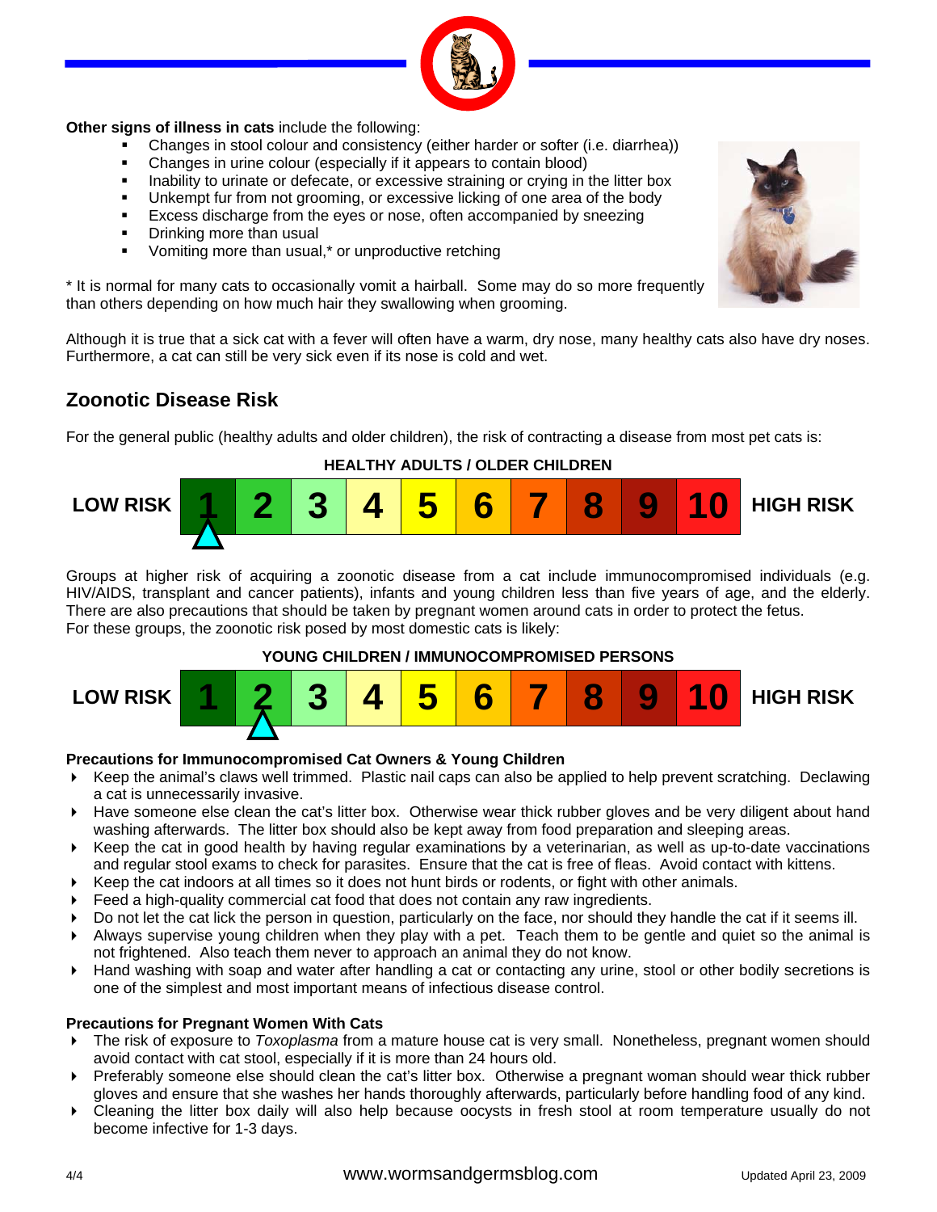**Other signs of illness in cats** include the following:

- Changes in stool colour and consistency (either harder or softer (i.e. diarrhea))
- Changes in urine colour (especially if it appears to contain blood)
- Inability to urinate or defecate, or excessive straining or crying in the litter box
- Unkempt fur from not grooming, or excessive licking of one area of the body
- Excess discharge from the eyes or nose, often accompanied by sneezing
- Drinking more than usual
- Vomiting more than usual,* or unproductive retching

* It is normal for many cats to occasionally vomit a hairball. Some may do so more frequently than others depending on how much hair they swallowing when grooming.

Although it is true that a sick cat with a fever will often have a warm, dry nose, many healthy cats also have dry noses. Furthermore, a cat can still be very sick even if its nose is cold and wet.

## Zoonotic Disease Risk

For the general public (healthy adults and older children), the risk of contracting a disease from most pet cats is:

**HEALTHY ADULTS / OLDER CHILDREN**

LOW RISK 1 2 3 4 5 6 7 8 9 10 HIGH RISK

Groups at higher risk of acquiring a zoonotic disease from a cat include immunocompromised individuals (e.g. HIV/AIDS, transplant and cancer patients), infants and young children less than five years of age, and the elderly. There are also precautions that should be taken by pregnant women around cats in order to protect the fetus.
For these groups, the zoonotic risk posed by most domestic cats is likely:

**YOUNG CHILDREN / IMMUNOCOMPROMISED PERSONS**

LOW RISK 1 2 3 4 5 6 7 8 9 10 HIGH RISK

**Precautions for Immunocompromised Cat Owners & Young Children**

- Keep the animal's claws well trimmed. Plastic nail caps can also be applied to help prevent scratching. Declawing a cat is unnecessarily invasive.
- Have someone else clean the cat's litter box. Otherwise wear thick rubber gloves and be very diligent about hand washing afterwards. The litter box should also be kept away from food preparation and sleeping areas.
- Keep the cat in good health by having regular examinations by a veterinarian, as well as up-to-date vaccinations and regular stool exams to check for parasites. Ensure that the cat is free of fleas. Avoid contact with kittens.
- Keep the cat indoors at all times so it does not hunt birds or rodents, or fight with other animals.
- Feed a high-quality commercial cat food that does not contain any raw ingredients.
- Do not let the cat lick the person in question, particularly on the face, nor should they handle the cat if it seems ill.
- Always supervise young children when they play with a pet. Teach them to be gentle and quiet so the animal is not frightened. Also teach them never to approach an animal they do not know.
- Hand washing with soap and water after handling a cat or contacting any urine, stool or other bodily secretions is one of the simplest and most important means of infectious disease control.

**Precautions for Pregnant Women With Cats**

- The risk of exposure to *Toxoplasma* from a mature house cat is very small. Nonetheless, pregnant women should avoid contact with cat stool, especially if it is more than 24 hours old.
- Preferably someone else should clean the cat's litter box. Otherwise a pregnant woman should wear thick rubber gloves and ensure that she washes her hands thoroughly afterwards, particularly before handling food of any kind.
- Cleaning the litter box daily will also help because oocysts in fresh stool at room temperature usually do not become infective for 1-3 days.

www.wormsandgermsblog.com

Updated April 23, 2009